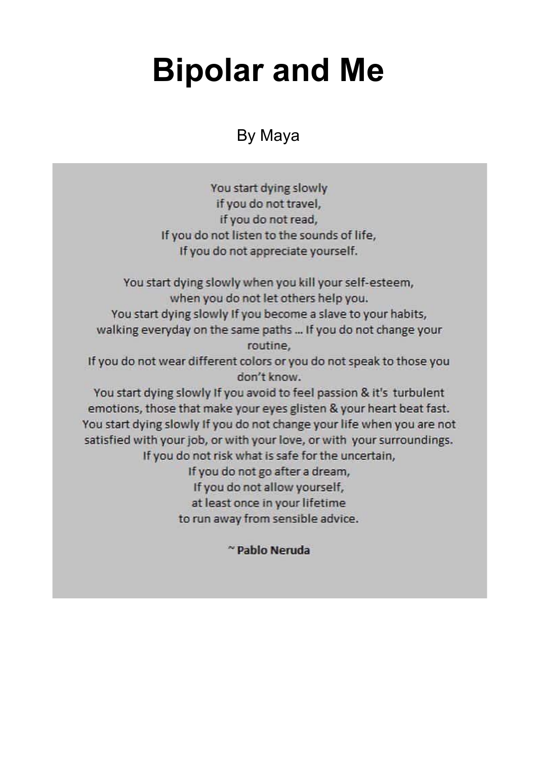# Bipolar and Me

By Maya

You start dying slowly  
if you do not travel,  
if you do not read,  
If you do not listen to the sounds of life,  
If you do not appreciate yourself.

You start dying slowly when you kill your self-esteem,  
when you do not let others help you.  
You start dying slowly If you become a slave to your habits,  
walking everyday on the same paths … If you do not change your routine,  
If you do not wear different colors or you do not speak to those you don't know.  
You start dying slowly If you avoid to feel passion & it's turbulent emotions, those that make your eyes glisten & your heart beat fast.  
You start dying slowly If you do not change your life when you are not satisfied with your job, or with your love, or with your surroundings.  
If you do not risk what is safe for the uncertain,  
If you do not go after a dream,  
If you do not allow yourself,  
at least once in your lifetime  
to run away from sensible advice.

**~ Pablo Neruda**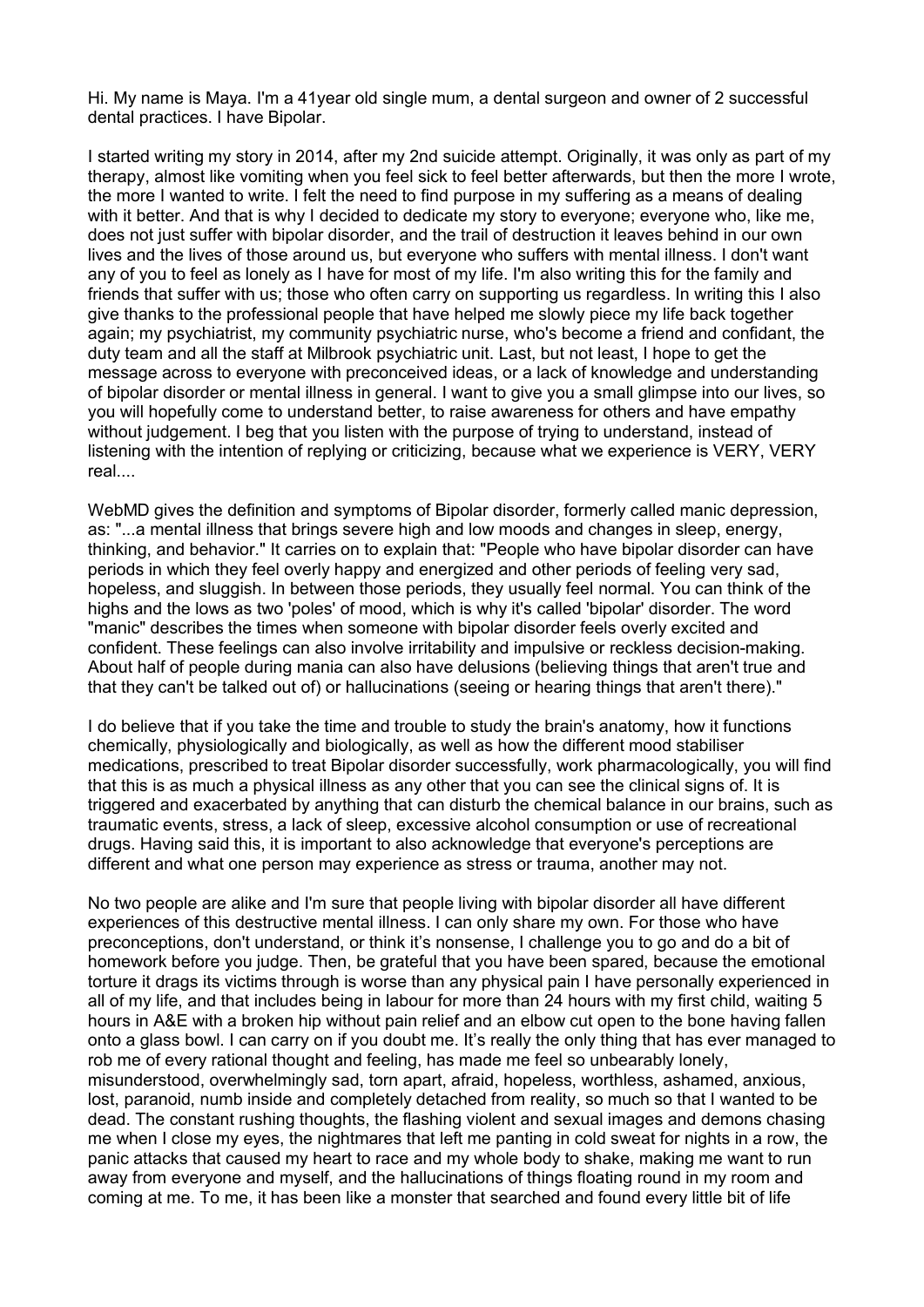Hi. My name is Maya. I'm a 41year old single mum, a dental surgeon and owner of 2 successful dental practices. I have Bipolar.

I started writing my story in 2014, after my 2nd suicide attempt. Originally, it was only as part of my therapy, almost like vomiting when you feel sick to feel better afterwards, but then the more I wrote, the more I wanted to write. I felt the need to find purpose in my suffering as a means of dealing with it better. And that is why I decided to dedicate my story to everyone; everyone who, like me, does not just suffer with bipolar disorder, and the trail of destruction it leaves behind in our own lives and the lives of those around us, but everyone who suffers with mental illness. I don't want any of you to feel as lonely as I have for most of my life. I'm also writing this for the family and friends that suffer with us; those who often carry on supporting us regardless. In writing this I also give thanks to the professional people that have helped me slowly piece my life back together again; my psychiatrist, my community psychiatric nurse, who's become a friend and confidant, the duty team and all the staff at Milbrook psychiatric unit. Last, but not least, I hope to get the message across to everyone with preconceived ideas, or a lack of knowledge and understanding of bipolar disorder or mental illness in general. I want to give you a small glimpse into our lives, so you will hopefully come to understand better, to raise awareness for others and have empathy without judgement. I beg that you listen with the purpose of trying to understand, instead of listening with the intention of replying or criticizing, because what we experience is VERY, VERY real....

WebMD gives the definition and symptoms of Bipolar disorder, formerly called manic depression, as: "...a mental illness that brings severe high and low moods and changes in sleep, energy, thinking, and behavior." It carries on to explain that: "People who have bipolar disorder can have periods in which they feel overly happy and energized and other periods of feeling very sad, hopeless, and sluggish. In between those periods, they usually feel normal. You can think of the highs and the lows as two 'poles' of mood, which is why it's called 'bipolar' disorder. The word "manic" describes the times when someone with bipolar disorder feels overly excited and confident. These feelings can also involve irritability and impulsive or reckless decision-making. About half of people during mania can also have delusions (believing things that aren't true and that they can't be talked out of) or hallucinations (seeing or hearing things that aren't there)."

I do believe that if you take the time and trouble to study the brain's anatomy, how it functions chemically, physiologically and biologically, as well as how the different mood stabiliser medications, prescribed to treat Bipolar disorder successfully, work pharmacologically, you will find that this is as much a physical illness as any other that you can see the clinical signs of. It is triggered and exacerbated by anything that can disturb the chemical balance in our brains, such as traumatic events, stress, a lack of sleep, excessive alcohol consumption or use of recreational drugs. Having said this, it is important to also acknowledge that everyone's perceptions are different and what one person may experience as stress or trauma, another may not.

No two people are alike and I'm sure that people living with bipolar disorder all have different experiences of this destructive mental illness. I can only share my own. For those who have preconceptions, don't understand, or think it's nonsense, I challenge you to go and do a bit of homework before you judge. Then, be grateful that you have been spared, because the emotional torture it drags its victims through is worse than any physical pain I have personally experienced in all of my life, and that includes being in labour for more than 24 hours with my first child, waiting 5 hours in A&E with a broken hip without pain relief and an elbow cut open to the bone having fallen onto a glass bowl. I can carry on if you doubt me. It's really the only thing that has ever managed to rob me of every rational thought and feeling, has made me feel so unbearably lonely, misunderstood, overwhelmingly sad, torn apart, afraid, hopeless, worthless, ashamed, anxious, lost, paranoid, numb inside and completely detached from reality, so much so that I wanted to be dead. The constant rushing thoughts, the flashing violent and sexual images and demons chasing me when I close my eyes, the nightmares that left me panting in cold sweat for nights in a row, the panic attacks that caused my heart to race and my whole body to shake, making me want to run away from everyone and myself, and the hallucinations of things floating round in my room and coming at me. To me, it has been like a monster that searched and found every little bit of life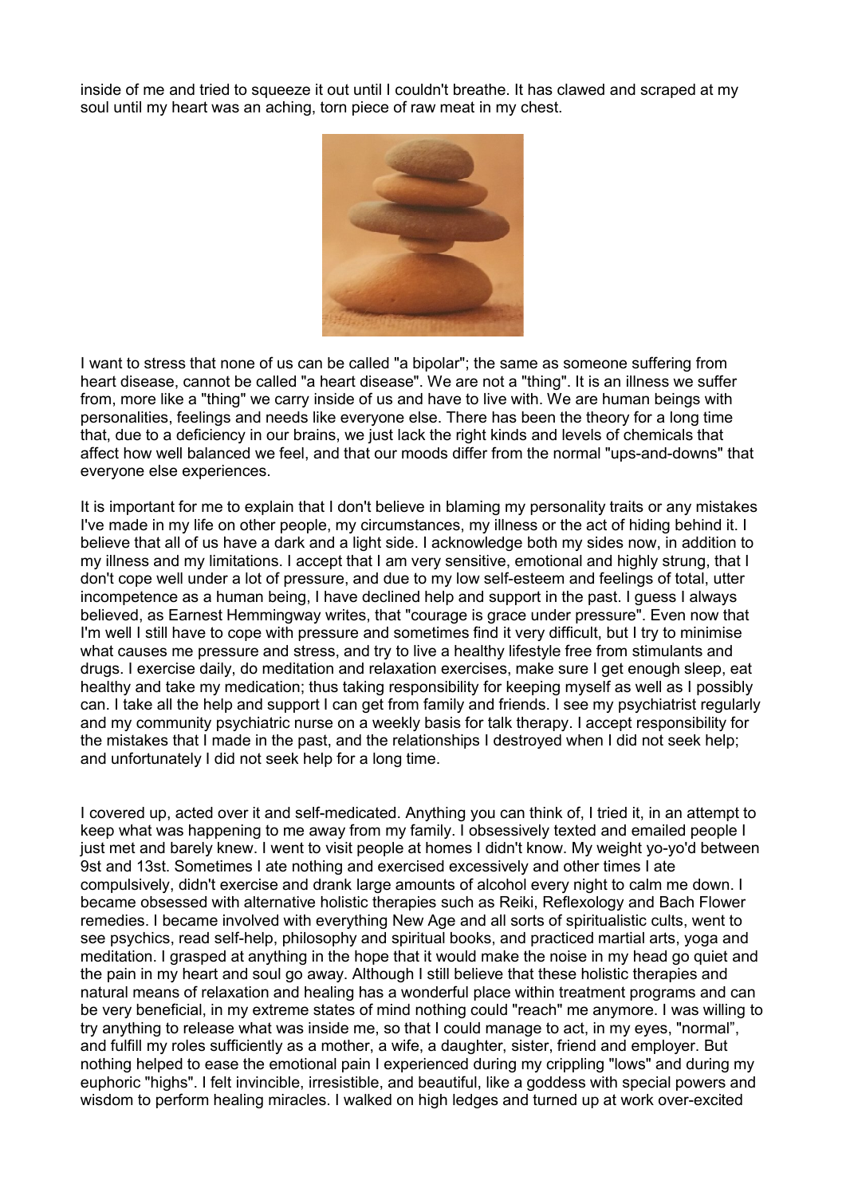inside of me and tried to squeeze it out until I couldn't breathe. It has clawed and scraped at my soul until my heart was an aching, torn piece of raw meat in my chest.

I want to stress that none of us can be called "a bipolar"; the same as someone suffering from heart disease, cannot be called "a heart disease". We are not a "thing". It is an illness we suffer from, more like a "thing" we carry inside of us and have to live with. We are human beings with personalities, feelings and needs like everyone else. There has been the theory for a long time that, due to a deficiency in our brains, we just lack the right kinds and levels of chemicals that affect how well balanced we feel, and that our moods differ from the normal "ups-and-downs" that everyone else experiences.

It is important for me to explain that I don't believe in blaming my personality traits or any mistakes I've made in my life on other people, my circumstances, my illness or the act of hiding behind it. I believe that all of us have a dark and a light side. I acknowledge both my sides now, in addition to my illness and my limitations. I accept that I am very sensitive, emotional and highly strung, that I don't cope well under a lot of pressure, and due to my low self-esteem and feelings of total, utter incompetence as a human being, I have declined help and support in the past. I guess I always believed, as Earnest Hemmingway writes, that "courage is grace under pressure". Even now that I'm well I still have to cope with pressure and sometimes find it very difficult, but I try to minimise what causes me pressure and stress, and try to live a healthy lifestyle free from stimulants and drugs. I exercise daily, do meditation and relaxation exercises, make sure I get enough sleep, eat healthy and take my medication; thus taking responsibility for keeping myself as well as I possibly can. I take all the help and support I can get from family and friends. I see my psychiatrist regularly and my community psychiatric nurse on a weekly basis for talk therapy. I accept responsibility for the mistakes that I made in the past, and the relationships I destroyed when I did not seek help; and unfortunately I did not seek help for a long time.

I covered up, acted over it and self-medicated. Anything you can think of, I tried it, in an attempt to keep what was happening to me away from my family. I obsessively texted and emailed people I just met and barely knew. I went to visit people at homes I didn't know. My weight yo-yo'd between 9st and 13st. Sometimes I ate nothing and exercised excessively and other times I ate compulsively, didn't exercise and drank large amounts of alcohol every night to calm me down. I became obsessed with alternative holistic therapies such as Reiki, Reflexology and Bach Flower remedies. I became involved with everything New Age and all sorts of spiritualistic cults, went to see psychics, read self-help, philosophy and spiritual books, and practiced martial arts, yoga and meditation. I grasped at anything in the hope that it would make the noise in my head go quiet and the pain in my heart and soul go away. Although I still believe that these holistic therapies and natural means of relaxation and healing has a wonderful place within treatment programs and can be very beneficial, in my extreme states of mind nothing could "reach" me anymore. I was willing to try anything to release what was inside me, so that I could manage to act, in my eyes, "normal", and fulfill my roles sufficiently as a mother, a wife, a daughter, sister, friend and employer. But nothing helped to ease the emotional pain I experienced during my crippling "lows" and during my euphoric "highs". I felt invincible, irresistible, and beautiful, like a goddess with special powers and wisdom to perform healing miracles. I walked on high ledges and turned up at work over-excited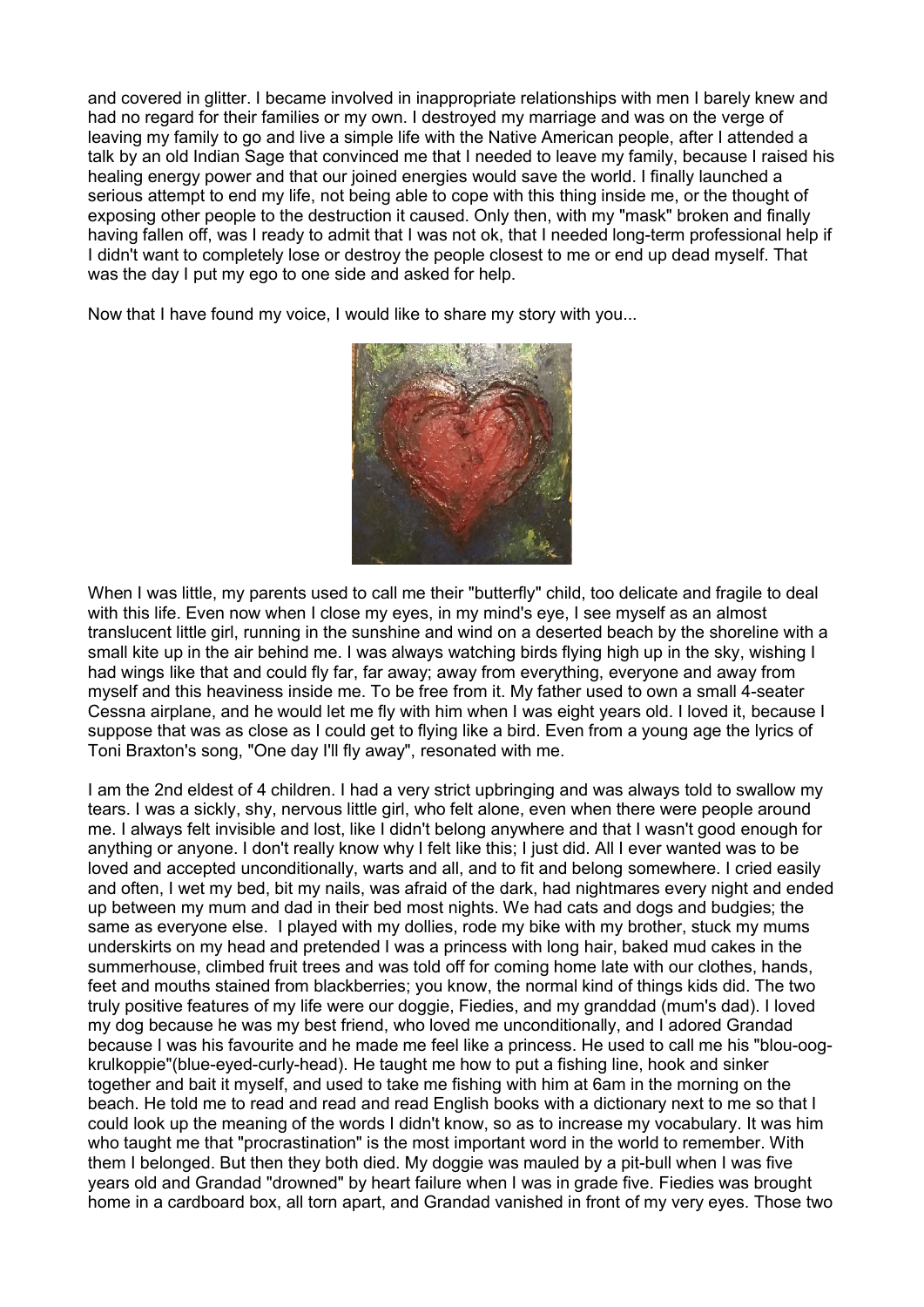and covered in glitter. I became involved in inappropriate relationships with men I barely knew and had no regard for their families or my own. I destroyed my marriage and was on the verge of leaving my family to go and live a simple life with the Native American people, after I attended a talk by an old Indian Sage that convinced me that I needed to leave my family, because I raised his healing energy power and that our joined energies would save the world. I finally launched a serious attempt to end my life, not being able to cope with this thing inside me, or the thought of exposing other people to the destruction it caused. Only then, with my "mask" broken and finally having fallen off, was I ready to admit that I was not ok, that I needed long-term professional help if I didn't want to completely lose or destroy the people closest to me or end up dead myself. That was the day I put my ego to one side and asked for help.

Now that I have found my voice, I would like to share my story with you...

When I was little, my parents used to call me their "butterfly" child, too delicate and fragile to deal with this life. Even now when I close my eyes, in my mind's eye, I see myself as an almost translucent little girl, running in the sunshine and wind on a deserted beach by the shoreline with a small kite up in the air behind me. I was always watching birds flying high up in the sky, wishing I had wings like that and could fly far, far away; away from everything, everyone and away from myself and this heaviness inside me. To be free from it. My father used to own a small 4-seater Cessna airplane, and he would let me fly with him when I was eight years old. I loved it, because I suppose that was as close as I could get to flying like a bird. Even from a young age the lyrics of Toni Braxton's song, "One day I'll fly away", resonated with me.

I am the 2nd eldest of 4 children. I had a very strict upbringing and was always told to swallow my tears. I was a sickly, shy, nervous little girl, who felt alone, even when there were people around me. I always felt invisible and lost, like I didn't belong anywhere and that I wasn't good enough for anything or anyone. I don't really know why I felt like this; I just did. All I ever wanted was to be loved and accepted unconditionally, warts and all, and to fit and belong somewhere. I cried easily and often, I wet my bed, bit my nails, was afraid of the dark, had nightmares every night and ended up between my mum and dad in their bed most nights. We had cats and dogs and budgies; the same as everyone else. I played with my dollies, rode my bike with my brother, stuck my mums underskirts on my head and pretended I was a princess with long hair, baked mud cakes in the summerhouse, climbed fruit trees and was told off for coming home late with our clothes, hands, feet and mouths stained from blackberries; you know, the normal kind of things kids did. The two truly positive features of my life were our doggie, Fiedies, and my granddad (mum's dad). I loved my dog because he was my best friend, who loved me unconditionally, and I adored Grandad because I was his favourite and he made me feel like a princess. He used to call me his "blou-oog-krulkoppie"(blue-eyed-curly-head). He taught me how to put a fishing line, hook and sinker together and bait it myself, and used to take me fishing with him at 6am in the morning on the beach. He told me to read and read and read English books with a dictionary next to me so that I could look up the meaning of the words I didn't know, so as to increase my vocabulary. It was him who taught me that "procrastination" is the most important word in the world to remember. With them I belonged. But then they both died. My doggie was mauled by a pit-bull when I was five years old and Grandad "drowned" by heart failure when I was in grade five. Fiedies was brought home in a cardboard box, all torn apart, and Grandad vanished in front of my very eyes. Those two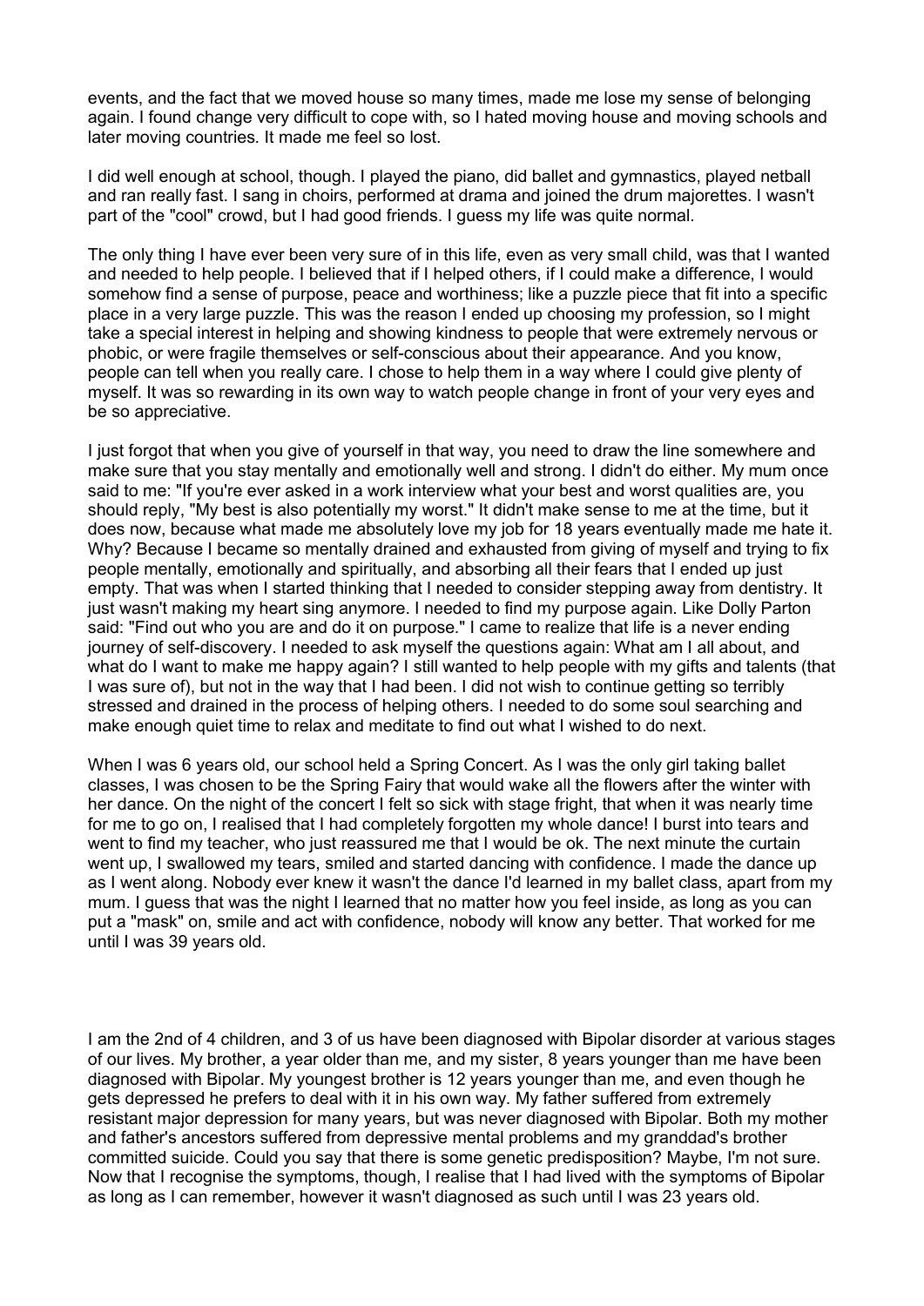events, and the fact that we moved house so many times, made me lose my sense of belonging again. I found change very difficult to cope with, so I hated moving house and moving schools and later moving countries. It made me feel so lost.

I did well enough at school, though. I played the piano, did ballet and gymnastics, played netball and ran really fast. I sang in choirs, performed at drama and joined the drum majorettes. I wasn't part of the "cool" crowd, but I had good friends. I guess my life was quite normal.

The only thing I have ever been very sure of in this life, even as very small child, was that I wanted and needed to help people. I believed that if I helped others, if I could make a difference, I would somehow find a sense of purpose, peace and worthiness; like a puzzle piece that fit into a specific place in a very large puzzle. This was the reason I ended up choosing my profession, so I might take a special interest in helping and showing kindness to people that were extremely nervous or phobic, or were fragile themselves or self-conscious about their appearance. And you know, people can tell when you really care. I chose to help them in a way where I could give plenty of myself. It was so rewarding in its own way to watch people change in front of your very eyes and be so appreciative.

I just forgot that when you give of yourself in that way, you need to draw the line somewhere and make sure that you stay mentally and emotionally well and strong. I didn't do either. My mum once said to me: "If you're ever asked in a work interview what your best and worst qualities are, you should reply, "My best is also potentially my worst." It didn't make sense to me at the time, but it does now, because what made me absolutely love my job for 18 years eventually made me hate it. Why? Because I became so mentally drained and exhausted from giving of myself and trying to fix people mentally, emotionally and spiritually, and absorbing all their fears that I ended up just empty. That was when I started thinking that I needed to consider stepping away from dentistry. It just wasn't making my heart sing anymore. I needed to find my purpose again. Like Dolly Parton said: "Find out who you are and do it on purpose." I came to realize that life is a never ending journey of self-discovery. I needed to ask myself the questions again: What am I all about, and what do I want to make me happy again? I still wanted to help people with my gifts and talents (that I was sure of), but not in the way that I had been. I did not wish to continue getting so terribly stressed and drained in the process of helping others. I needed to do some soul searching and make enough quiet time to relax and meditate to find out what I wished to do next.

When I was 6 years old, our school held a Spring Concert. As I was the only girl taking ballet classes, I was chosen to be the Spring Fairy that would wake all the flowers after the winter with her dance. On the night of the concert I felt so sick with stage fright, that when it was nearly time for me to go on, I realised that I had completely forgotten my whole dance! I burst into tears and went to find my teacher, who just reassured me that I would be ok. The next minute the curtain went up, I swallowed my tears, smiled and started dancing with confidence. I made the dance up as I went along. Nobody ever knew it wasn't the dance I'd learned in my ballet class, apart from my mum. I guess that was the night I learned that no matter how you feel inside, as long as you can put a "mask" on, smile and act with confidence, nobody will know any better. That worked for me until I was 39 years old.

I am the 2nd of 4 children, and 3 of us have been diagnosed with Bipolar disorder at various stages of our lives. My brother, a year older than me, and my sister, 8 years younger than me have been diagnosed with Bipolar. My youngest brother is 12 years younger than me, and even though he gets depressed he prefers to deal with it in his own way. My father suffered from extremely resistant major depression for many years, but was never diagnosed with Bipolar. Both my mother and father's ancestors suffered from depressive mental problems and my granddad's brother committed suicide. Could you say that there is some genetic predisposition? Maybe, I'm not sure. Now that I recognise the symptoms, though, I realise that I had lived with the symptoms of Bipolar as long as I can remember, however it wasn't diagnosed as such until I was 23 years old.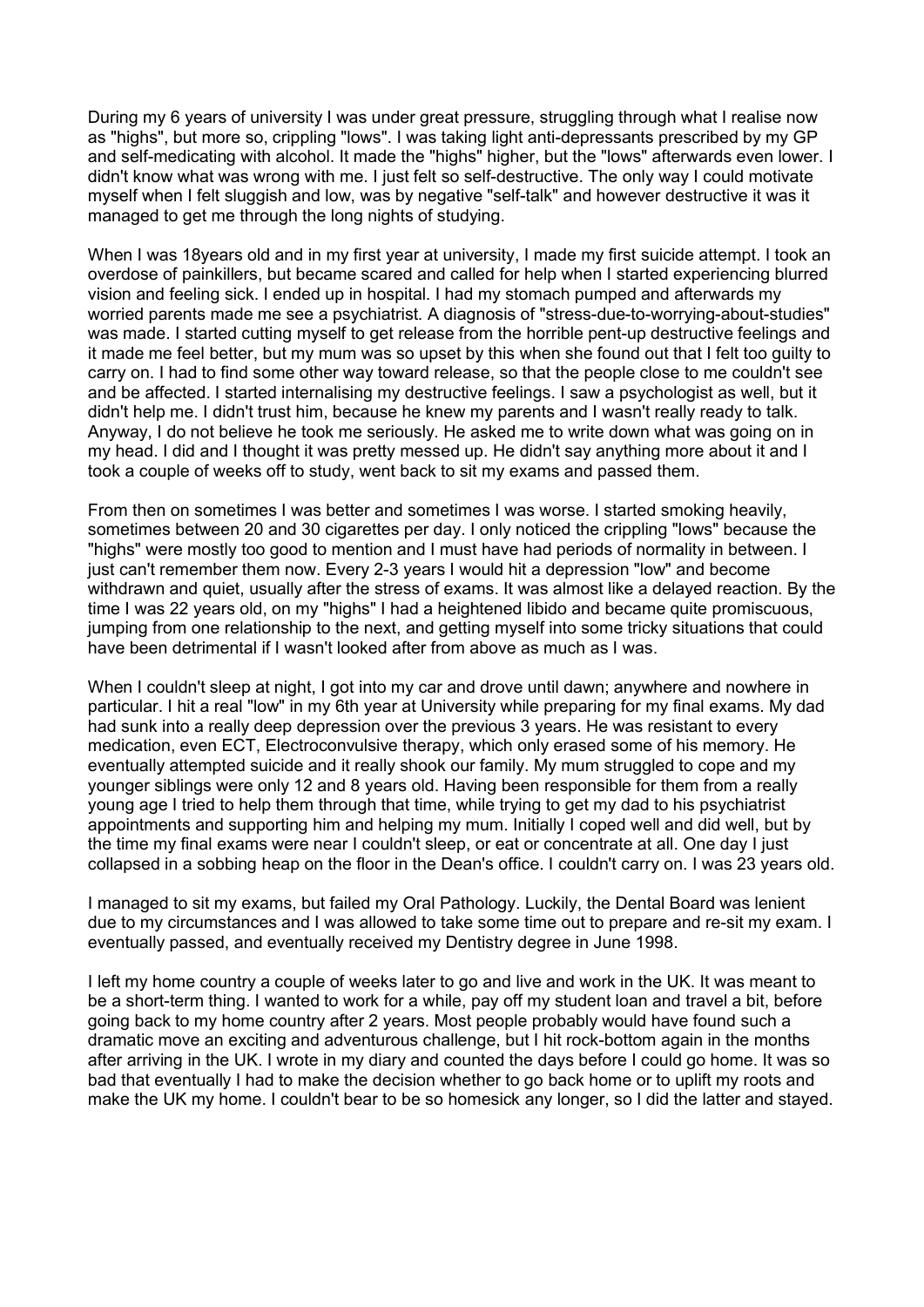During my 6 years of university I was under great pressure, struggling through what I realise now as "highs", but more so, crippling "lows". I was taking light anti-depressants prescribed by my GP and self-medicating with alcohol. It made the "highs" higher, but the "lows" afterwards even lower. I didn't know what was wrong with me. I just felt so self-destructive. The only way I could motivate myself when I felt sluggish and low, was by negative "self-talk" and however destructive it was it managed to get me through the long nights of studying.

When I was 18years old and in my first year at university, I made my first suicide attempt. I took an overdose of painkillers, but became scared and called for help when I started experiencing blurred vision and feeling sick. I ended up in hospital. I had my stomach pumped and afterwards my worried parents made me see a psychiatrist. A diagnosis of "stress-due-to-worrying-about-studies" was made. I started cutting myself to get release from the horrible pent-up destructive feelings and it made me feel better, but my mum was so upset by this when she found out that I felt too guilty to carry on. I had to find some other way toward release, so that the people close to me couldn't see and be affected. I started internalising my destructive feelings. I saw a psychologist as well, but it didn't help me. I didn't trust him, because he knew my parents and I wasn't really ready to talk. Anyway, I do not believe he took me seriously. He asked me to write down what was going on in my head. I did and I thought it was pretty messed up. He didn't say anything more about it and I took a couple of weeks off to study, went back to sit my exams and passed them.

From then on sometimes I was better and sometimes I was worse. I started smoking heavily, sometimes between 20 and 30 cigarettes per day. I only noticed the crippling "lows" because the "highs" were mostly too good to mention and I must have had periods of normality in between. I just can't remember them now. Every 2-3 years I would hit a depression "low" and become withdrawn and quiet, usually after the stress of exams. It was almost like a delayed reaction. By the time I was 22 years old, on my "highs" I had a heightened libido and became quite promiscuous, jumping from one relationship to the next, and getting myself into some tricky situations that could have been detrimental if I wasn't looked after from above as much as I was.

When I couldn't sleep at night, I got into my car and drove until dawn; anywhere and nowhere in particular. I hit a real "low" in my 6th year at University while preparing for my final exams. My dad had sunk into a really deep depression over the previous 3 years. He was resistant to every medication, even ECT, Electroconvulsive therapy, which only erased some of his memory. He eventually attempted suicide and it really shook our family. My mum struggled to cope and my younger siblings were only 12 and 8 years old. Having been responsible for them from a really young age I tried to help them through that time, while trying to get my dad to his psychiatrist appointments and supporting him and helping my mum. Initially I coped well and did well, but by the time my final exams were near I couldn't sleep, or eat or concentrate at all. One day I just collapsed in a sobbing heap on the floor in the Dean's office. I couldn't carry on. I was 23 years old.

I managed to sit my exams, but failed my Oral Pathology. Luckily, the Dental Board was lenient due to my circumstances and I was allowed to take some time out to prepare and re-sit my exam. I eventually passed, and eventually received my Dentistry degree in June 1998.

I left my home country a couple of weeks later to go and live and work in the UK. It was meant to be a short-term thing. I wanted to work for a while, pay off my student loan and travel a bit, before going back to my home country after 2 years. Most people probably would have found such a dramatic move an exciting and adventurous challenge, but I hit rock-bottom again in the months after arriving in the UK. I wrote in my diary and counted the days before I could go home. It was so bad that eventually I had to make the decision whether to go back home or to uplift my roots and make the UK my home. I couldn't bear to be so homesick any longer, so I did the latter and stayed.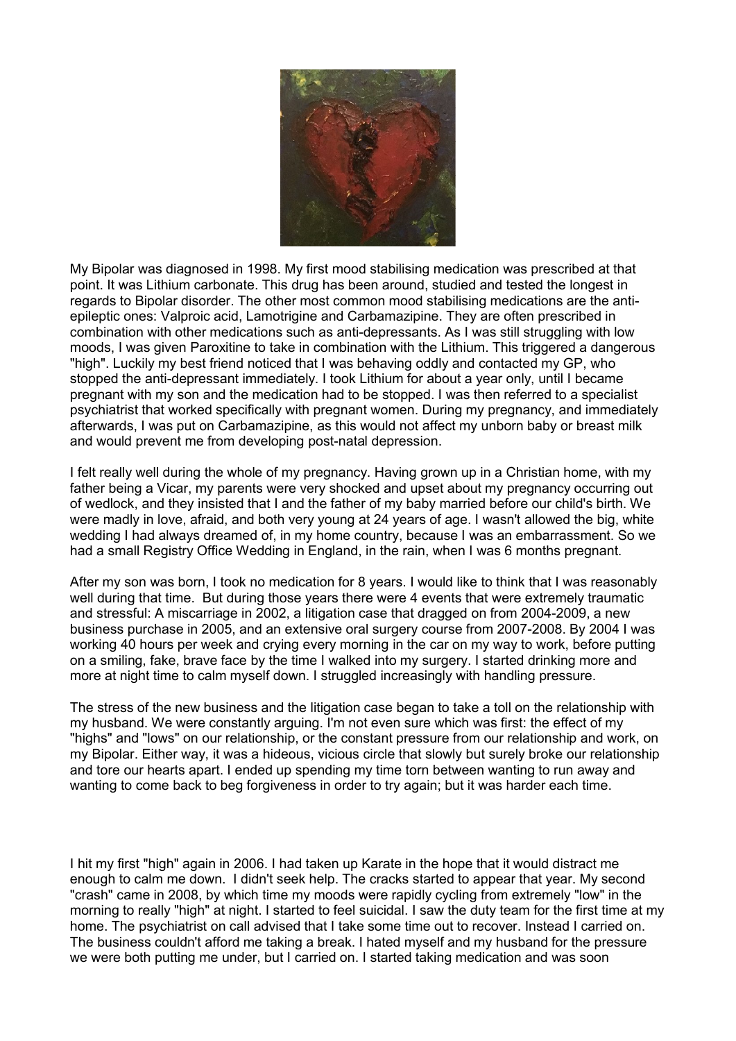My Bipolar was diagnosed in 1998. My first mood stabilising medication was prescribed at that point. It was Lithium carbonate. This drug has been around, studied and tested the longest in regards to Bipolar disorder. The other most common mood stabilising medications are the anti-epileptic ones: Valproic acid, Lamotrigine and Carbamazipine. They are often prescribed in combination with other medications such as anti-depressants. As I was still struggling with low moods, I was given Paroxitine to take in combination with the Lithium. This triggered a dangerous "high". Luckily my best friend noticed that I was behaving oddly and contacted my GP, who stopped the anti-depressant immediately. I took Lithium for about a year only, until I became pregnant with my son and the medication had to be stopped. I was then referred to a specialist psychiatrist that worked specifically with pregnant women. During my pregnancy, and immediately afterwards, I was put on Carbamazipine, as this would not affect my unborn baby or breast milk and would prevent me from developing post-natal depression.

I felt really well during the whole of my pregnancy. Having grown up in a Christian home, with my father being a Vicar, my parents were very shocked and upset about my pregnancy occurring out of wedlock, and they insisted that I and the father of my baby married before our child's birth. We were madly in love, afraid, and both very young at 24 years of age. I wasn't allowed the big, white wedding I had always dreamed of, in my home country, because I was an embarrassment. So we had a small Registry Office Wedding in England, in the rain, when I was 6 months pregnant.

After my son was born, I took no medication for 8 years. I would like to think that I was reasonably well during that time. But during those years there were 4 events that were extremely traumatic and stressful: A miscarriage in 2002, a litigation case that dragged on from 2004-2009, a new business purchase in 2005, and an extensive oral surgery course from 2007-2008. By 2004 I was working 40 hours per week and crying every morning in the car on my way to work, before putting on a smiling, fake, brave face by the time I walked into my surgery. I started drinking more and more at night time to calm myself down. I struggled increasingly with handling pressure.

The stress of the new business and the litigation case began to take a toll on the relationship with my husband. We were constantly arguing. I'm not even sure which was first: the effect of my "highs" and "lows" on our relationship, or the constant pressure from our relationship and work, on my Bipolar. Either way, it was a hideous, vicious circle that slowly but surely broke our relationship and tore our hearts apart. I ended up spending my time torn between wanting to run away and wanting to come back to beg forgiveness in order to try again; but it was harder each time.

I hit my first "high" again in 2006. I had taken up Karate in the hope that it would distract me enough to calm me down. I didn't seek help. The cracks started to appear that year. My second "crash" came in 2008, by which time my moods were rapidly cycling from extremely "low" in the morning to really "high" at night. I started to feel suicidal. I saw the duty team for the first time at my home. The psychiatrist on call advised that I take some time out to recover. Instead I carried on. The business couldn't afford me taking a break. I hated myself and my husband for the pressure we were both putting me under, but I carried on. I started taking medication and was soon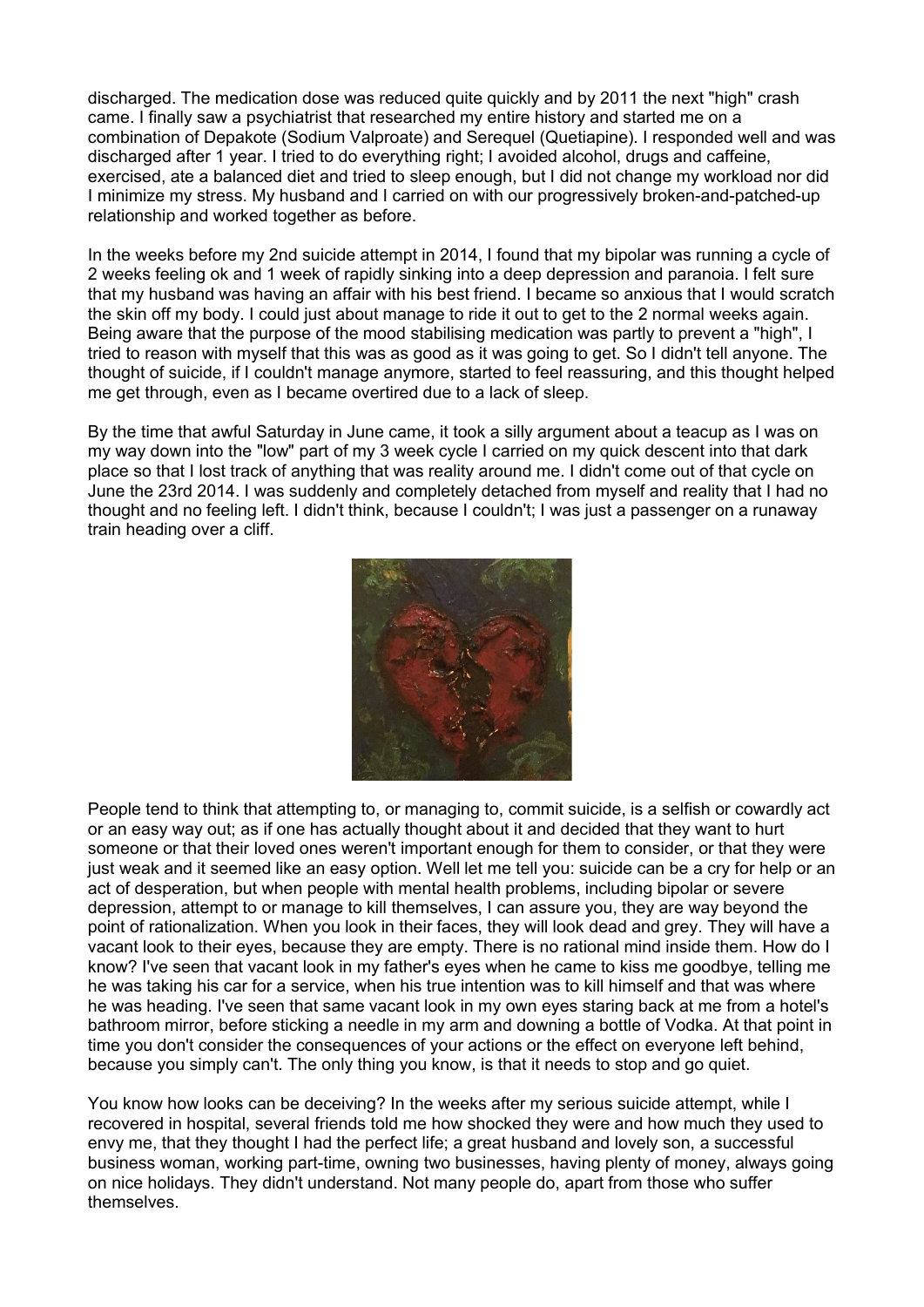discharged. The medication dose was reduced quite quickly and by 2011 the next "high" crash came. I finally saw a psychiatrist that researched my entire history and started me on a combination of Depakote (Sodium Valproate) and Serequel (Quetiapine). I responded well and was discharged after 1 year. I tried to do everything right; I avoided alcohol, drugs and caffeine, exercised, ate a balanced diet and tried to sleep enough, but I did not change my workload nor did I minimize my stress. My husband and I carried on with our progressively broken-and-patched-up relationship and worked together as before.

In the weeks before my 2nd suicide attempt in 2014, I found that my bipolar was running a cycle of 2 weeks feeling ok and 1 week of rapidly sinking into a deep depression and paranoia. I felt sure that my husband was having an affair with his best friend. I became so anxious that I would scratch the skin off my body. I could just about manage to ride it out to get to the 2 normal weeks again. Being aware that the purpose of the mood stabilising medication was partly to prevent a "high", I tried to reason with myself that this was as good as it was going to get. So I didn't tell anyone. The thought of suicide, if I couldn't manage anymore, started to feel reassuring, and this thought helped me get through, even as I became overtired due to a lack of sleep.

By the time that awful Saturday in June came, it took a silly argument about a teacup as I was on my way down into the "low" part of my 3 week cycle I carried on my quick descent into that dark place so that I lost track of anything that was reality around me. I didn't come out of that cycle on June the 23rd 2014. I was suddenly and completely detached from myself and reality that I had no thought and no feeling left. I didn't think, because I couldn't; I was just a passenger on a runaway train heading over a cliff.

People tend to think that attempting to, or managing to, commit suicide, is a selfish or cowardly act or an easy way out; as if one has actually thought about it and decided that they want to hurt someone or that their loved ones weren't important enough for them to consider, or that they were just weak and it seemed like an easy option. Well let me tell you: suicide can be a cry for help or an act of desperation, but when people with mental health problems, including bipolar or severe depression, attempt to or manage to kill themselves, I can assure you, they are way beyond the point of rationalization. When you look in their faces, they will look dead and grey. They will have a vacant look to their eyes, because they are empty. There is no rational mind inside them. How do I know? I've seen that vacant look in my father's eyes when he came to kiss me goodbye, telling me he was taking his car for a service, when his true intention was to kill himself and that was where he was heading. I've seen that same vacant look in my own eyes staring back at me from a hotel's bathroom mirror, before sticking a needle in my arm and downing a bottle of Vodka. At that point in time you don't consider the consequences of your actions or the effect on everyone left behind, because you simply can't. The only thing you know, is that it needs to stop and go quiet.

You know how looks can be deceiving? In the weeks after my serious suicide attempt, while I recovered in hospital, several friends told me how shocked they were and how much they used to envy me, that they thought I had the perfect life; a great husband and lovely son, a successful business woman, working part-time, owning two businesses, having plenty of money, always going on nice holidays. They didn't understand. Not many people do, apart from those who suffer themselves.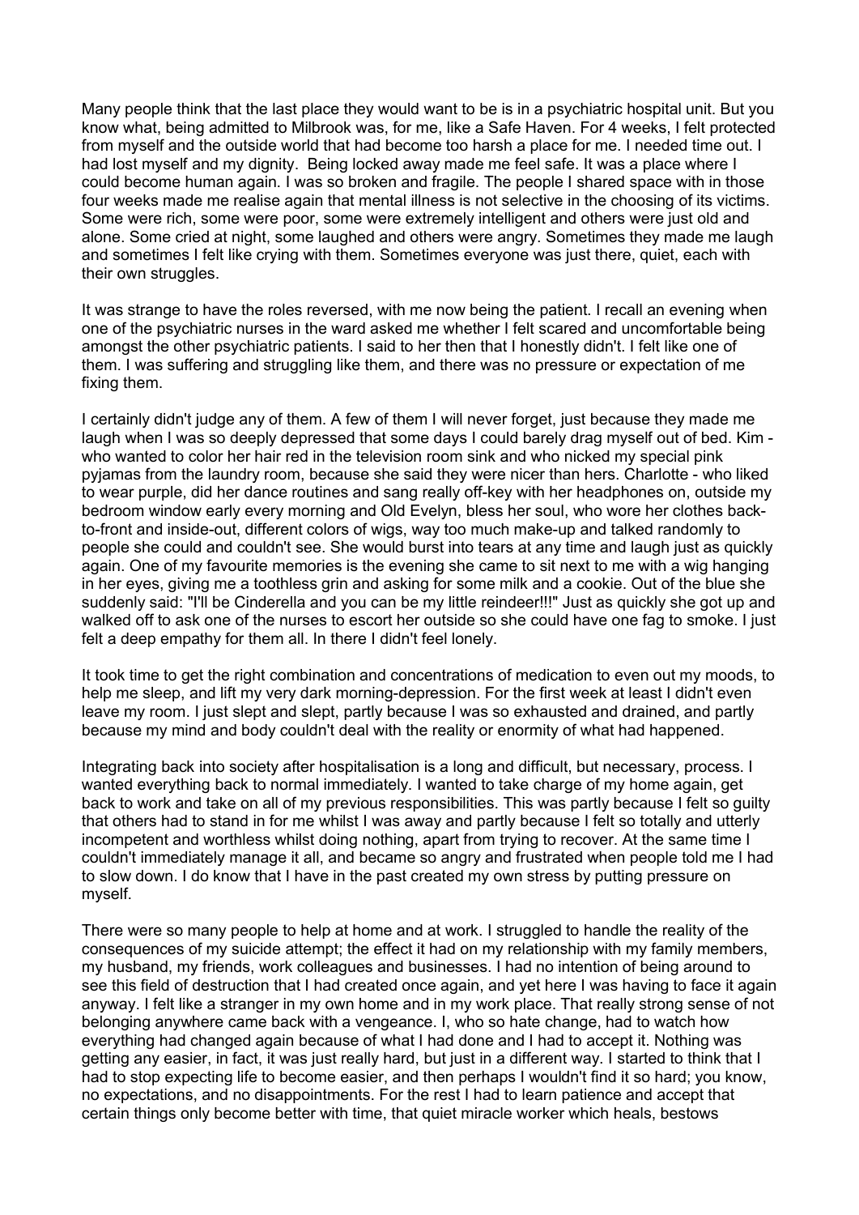Many people think that the last place they would want to be is in a psychiatric hospital unit. But you know what, being admitted to Milbrook was, for me, like a Safe Haven. For 4 weeks, I felt protected from myself and the outside world that had become too harsh a place for me. I needed time out. I had lost myself and my dignity. Being locked away made me feel safe. It was a place where I could become human again. I was so broken and fragile. The people I shared space with in those four weeks made me realise again that mental illness is not selective in the choosing of its victims. Some were rich, some were poor, some were extremely intelligent and others were just old and alone. Some cried at night, some laughed and others were angry. Sometimes they made me laugh and sometimes I felt like crying with them. Sometimes everyone was just there, quiet, each with their own struggles.

It was strange to have the roles reversed, with me now being the patient. I recall an evening when one of the psychiatric nurses in the ward asked me whether I felt scared and uncomfortable being amongst the other psychiatric patients. I said to her then that I honestly didn't. I felt like one of them. I was suffering and struggling like them, and there was no pressure or expectation of me fixing them.

I certainly didn't judge any of them. A few of them I will never forget, just because they made me laugh when I was so deeply depressed that some days I could barely drag myself out of bed. Kim - who wanted to color her hair red in the television room sink and who nicked my special pink pyjamas from the laundry room, because she said they were nicer than hers. Charlotte - who liked to wear purple, did her dance routines and sang really off-key with her headphones on, outside my bedroom window early every morning and Old Evelyn, bless her soul, who wore her clothes back-to-front and inside-out, different colors of wigs, way too much make-up and talked randomly to people she could and couldn't see. She would burst into tears at any time and laugh just as quickly again. One of my favourite memories is the evening she came to sit next to me with a wig hanging in her eyes, giving me a toothless grin and asking for some milk and a cookie. Out of the blue she suddenly said: "I'll be Cinderella and you can be my little reindeer!!!" Just as quickly she got up and walked off to ask one of the nurses to escort her outside so she could have one fag to smoke. I just felt a deep empathy for them all. In there I didn't feel lonely.

It took time to get the right combination and concentrations of medication to even out my moods, to help me sleep, and lift my very dark morning-depression. For the first week at least I didn't even leave my room. I just slept and slept, partly because I was so exhausted and drained, and partly because my mind and body couldn't deal with the reality or enormity of what had happened.

Integrating back into society after hospitalisation is a long and difficult, but necessary, process. I wanted everything back to normal immediately. I wanted to take charge of my home again, get back to work and take on all of my previous responsibilities. This was partly because I felt so guilty that others had to stand in for me whilst I was away and partly because I felt so totally and utterly incompetent and worthless whilst doing nothing, apart from trying to recover. At the same time I couldn't immediately manage it all, and became so angry and frustrated when people told me I had to slow down. I do know that I have in the past created my own stress by putting pressure on myself.

There were so many people to help at home and at work. I struggled to handle the reality of the consequences of my suicide attempt; the effect it had on my relationship with my family members, my husband, my friends, work colleagues and businesses. I had no intention of being around to see this field of destruction that I had created once again, and yet here I was having to face it again anyway. I felt like a stranger in my own home and in my work place. That really strong sense of not belonging anywhere came back with a vengeance. I, who so hate change, had to watch how everything had changed again because of what I had done and I had to accept it. Nothing was getting any easier, in fact, it was just really hard, but just in a different way. I started to think that I had to stop expecting life to become easier, and then perhaps I wouldn't find it so hard; you know, no expectations, and no disappointments. For the rest I had to learn patience and accept that certain things only become better with time, that quiet miracle worker which heals, bestows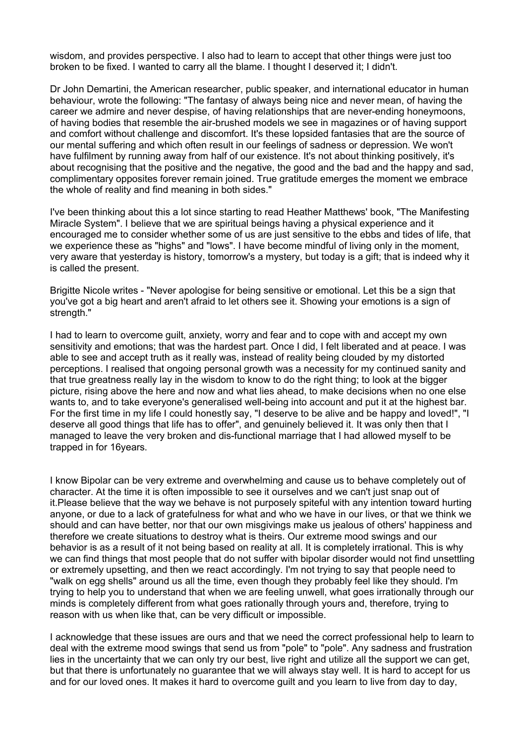wisdom, and provides perspective. I also had to learn to accept that other things were just too broken to be fixed. I wanted to carry all the blame. I thought I deserved it; I didn't.

Dr John Demartini, the American researcher, public speaker, and international educator in human behaviour, wrote the following: "The fantasy of always being nice and never mean, of having the career we admire and never despise, of having relationships that are never-ending honeymoons, of having bodies that resemble the air-brushed models we see in magazines or of having support and comfort without challenge and discomfort. It's these lopsided fantasies that are the source of our mental suffering and which often result in our feelings of sadness or depression. We won't have fulfilment by running away from half of our existence. It's not about thinking positively, it's about recognising that the positive and the negative, the good and the bad and the happy and sad, complimentary opposites forever remain joined. True gratitude emerges the moment we embrace the whole of reality and find meaning in both sides."

I've been thinking about this a lot since starting to read Heather Matthews' book, "The Manifesting Miracle System". I believe that we are spiritual beings having a physical experience and it encouraged me to consider whether some of us are just sensitive to the ebbs and tides of life, that we experience these as "highs" and "lows". I have become mindful of living only in the moment, very aware that yesterday is history, tomorrow's a mystery, but today is a gift; that is indeed why it is called the present.

Brigitte Nicole writes - "Never apologise for being sensitive or emotional. Let this be a sign that you've got a big heart and aren't afraid to let others see it. Showing your emotions is a sign of strength."

I had to learn to overcome guilt, anxiety, worry and fear and to cope with and accept my own sensitivity and emotions; that was the hardest part. Once I did, I felt liberated and at peace. I was able to see and accept truth as it really was, instead of reality being clouded by my distorted perceptions. I realised that ongoing personal growth was a necessity for my continued sanity and that true greatness really lay in the wisdom to know to do the right thing; to look at the bigger picture, rising above the here and now and what lies ahead, to make decisions when no one else wants to, and to take everyone's generalised well-being into account and put it at the highest bar. For the first time in my life I could honestly say, "I deserve to be alive and be happy and loved!", "I deserve all good things that life has to offer", and genuinely believed it. It was only then that I managed to leave the very broken and dis-functional marriage that I had allowed myself to be trapped in for 16years.

I know Bipolar can be very extreme and overwhelming and cause us to behave completely out of character. At the time it is often impossible to see it ourselves and we can't just snap out of it.Please believe that the way we behave is not purposely spiteful with any intention toward hurting anyone, or due to a lack of gratefulness for what and who we have in our lives, or that we think we should and can have better, nor that our own misgivings make us jealous of others' happiness and therefore we create situations to destroy what is theirs. Our extreme mood swings and our behavior is as a result of it not being based on reality at all. It is completely irrational. This is why we can find things that most people that do not suffer with bipolar disorder would not find unsettling or extremely upsetting, and then we react accordingly. I'm not trying to say that people need to "walk on egg shells" around us all the time, even though they probably feel like they should. I'm trying to help you to understand that when we are feeling unwell, what goes irrationally through our minds is completely different from what goes rationally through yours and, therefore, trying to reason with us when like that, can be very difficult or impossible.

I acknowledge that these issues are ours and that we need the correct professional help to learn to deal with the extreme mood swings that send us from "pole" to "pole". Any sadness and frustration lies in the uncertainty that we can only try our best, live right and utilize all the support we can get, but that there is unfortunately no guarantee that we will always stay well. It is hard to accept for us and for our loved ones. It makes it hard to overcome guilt and you learn to live from day to day,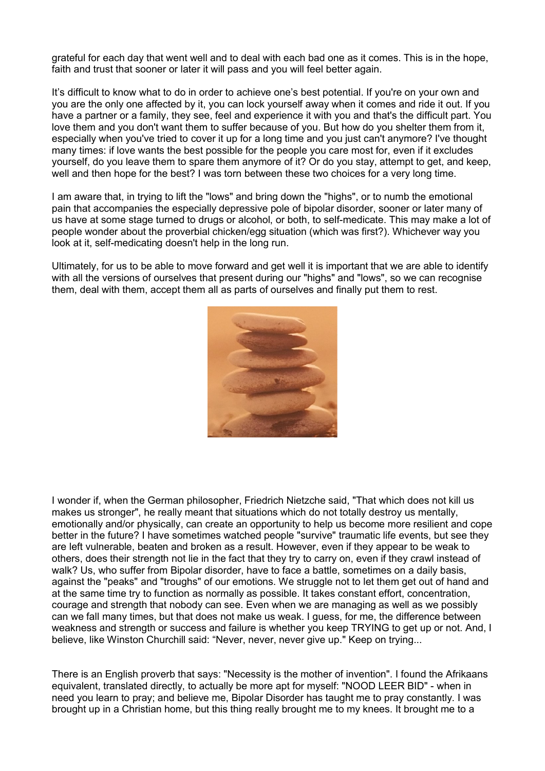grateful for each day that went well and to deal with each bad one as it comes. This is in the hope, faith and trust that sooner or later it will pass and you will feel better again.

It's difficult to know what to do in order to achieve one's best potential. If you're on your own and you are the only one affected by it, you can lock yourself away when it comes and ride it out. If you have a partner or a family, they see, feel and experience it with you and that's the difficult part. You love them and you don't want them to suffer because of you. But how do you shelter them from it, especially when you've tried to cover it up for a long time and you just can't anymore? I've thought many times: if love wants the best possible for the people you care most for, even if it excludes yourself, do you leave them to spare them anymore of it? Or do you stay, attempt to get, and keep, well and then hope for the best? I was torn between these two choices for a very long time.

I am aware that, in trying to lift the "lows" and bring down the "highs", or to numb the emotional pain that accompanies the especially depressive pole of bipolar disorder, sooner or later many of us have at some stage turned to drugs or alcohol, or both, to self-medicate. This may make a lot of people wonder about the proverbial chicken/egg situation (which was first?). Whichever way you look at it, self-medicating doesn't help in the long run.

Ultimately, for us to be able to move forward and get well it is important that we are able to identify with all the versions of ourselves that present during our "highs" and "lows", so we can recognise them, deal with them, accept them all as parts of ourselves and finally put them to rest.

I wonder if, when the German philosopher, Friedrich Nietzche said, "That which does not kill us makes us stronger", he really meant that situations which do not totally destroy us mentally, emotionally and/or physically, can create an opportunity to help us become more resilient and cope better in the future? I have sometimes watched people "survive" traumatic life events, but see they are left vulnerable, beaten and broken as a result. However, even if they appear to be weak to others, does their strength not lie in the fact that they try to carry on, even if they crawl instead of walk? Us, who suffer from Bipolar disorder, have to face a battle, sometimes on a daily basis, against the "peaks" and "troughs" of our emotions. We struggle not to let them get out of hand and at the same time try to function as normally as possible. It takes constant effort, concentration, courage and strength that nobody can see. Even when we are managing as well as we possibly can we fall many times, but that does not make us weak. I guess, for me, the difference between weakness and strength or success and failure is whether you keep TRYING to get up or not. And, I believe, like Winston Churchill said: "Never, never, never give up." Keep on trying...

There is an English proverb that says: "Necessity is the mother of invention". I found the Afrikaans equivalent, translated directly, to actually be more apt for myself: "NOOD LEER BID" - when in need you learn to pray; and believe me, Bipolar Disorder has taught me to pray constantly. I was brought up in a Christian home, but this thing really brought me to my knees. It brought me to a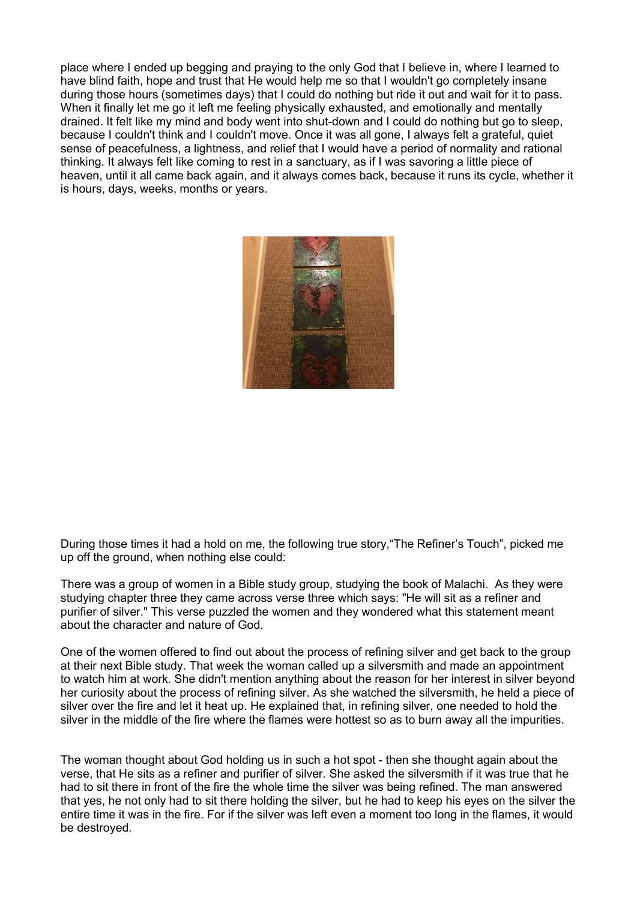place where I ended up begging and praying to the only God that I believe in, where I learned to have blind faith, hope and trust that He would help me so that I wouldn't go completely insane during those hours (sometimes days) that I could do nothing but ride it out and wait for it to pass. When it finally let me go it left me feeling physically exhausted, and emotionally and mentally drained. It felt like my mind and body went into shut-down and I could do nothing but go to sleep, because I couldn't think and I couldn't move. Once it was all gone, I always felt a grateful, quiet sense of peacefulness, a lightness, and relief that I would have a period of normality and rational thinking. It always felt like coming to rest in a sanctuary, as if I was savoring a little piece of heaven, until it all came back again, and it always comes back, because it runs its cycle, whether it is hours, days, weeks, months or years.

During those times it had a hold on me, the following true story,“The Refiner’s Touch”, picked me up off the ground, when nothing else could:

There was a group of women in a Bible study group, studying the book of Malachi. As they were studying chapter three they came across verse three which says: "He will sit as a refiner and purifier of silver." This verse puzzled the women and they wondered what this statement meant about the character and nature of God.

One of the women offered to find out about the process of refining silver and get back to the group at their next Bible study. That week the woman called up a silversmith and made an appointment to watch him at work. She didn't mention anything about the reason for her interest in silver beyond her curiosity about the process of refining silver. As she watched the silversmith, he held a piece of silver over the fire and let it heat up. He explained that, in refining silver, one needed to hold the silver in the middle of the fire where the flames were hottest so as to burn away all the impurities.

The woman thought about God holding us in such a hot spot - then she thought again about the verse, that He sits as a refiner and purifier of silver. She asked the silversmith if it was true that he had to sit there in front of the fire the whole time the silver was being refined. The man answered that yes, he not only had to sit there holding the silver, but he had to keep his eyes on the silver the entire time it was in the fire. For if the silver was left even a moment too long in the flames, it would be destroyed.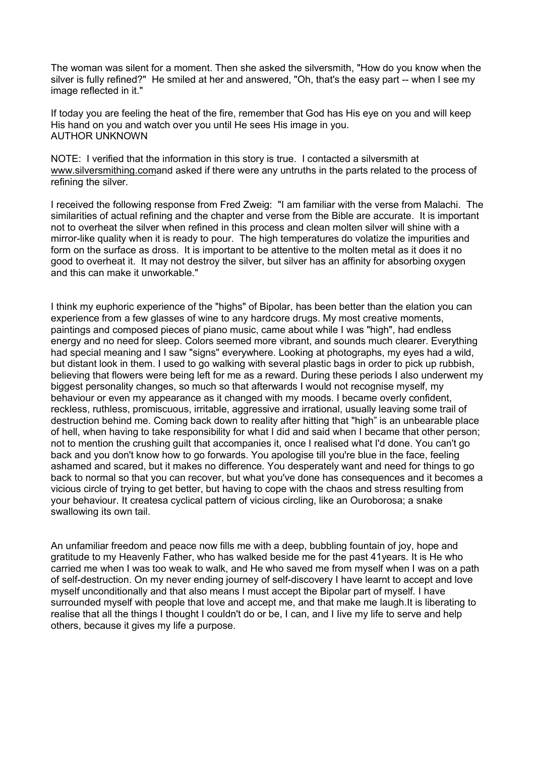The woman was silent for a moment. Then she asked the silversmith, "How do you know when the silver is fully refined?" He smiled at her and answered, "Oh, that's the easy part -- when I see my image reflected in it."

If today you are feeling the heat of the fire, remember that God has His eye on you and will keep His hand on you and watch over you until He sees His image in you.
AUTHOR UNKNOWN

NOTE: I verified that the information in this story is true. I contacted a silversmith at www.silversmithing.comand asked if there were any untruths in the parts related to the process of refining the silver.

I received the following response from Fred Zweig: "I am familiar with the verse from Malachi. The similarities of actual refining and the chapter and verse from the Bible are accurate. It is important not to overheat the silver when refined in this process and clean molten silver will shine with a mirror-like quality when it is ready to pour. The high temperatures do volatize the impurities and form on the surface as dross. It is important to be attentive to the molten metal as it does it no good to overheat it. It may not destroy the silver, but silver has an affinity for absorbing oxygen and this can make it unworkable."

I think my euphoric experience of the "highs" of Bipolar, has been better than the elation you can experience from a few glasses of wine to any hardcore drugs. My most creative moments, paintings and composed pieces of piano music, came about while I was "high", had endless energy and no need for sleep. Colors seemed more vibrant, and sounds much clearer. Everything had special meaning and I saw "signs" everywhere. Looking at photographs, my eyes had a wild, but distant look in them. I used to go walking with several plastic bags in order to pick up rubbish, believing that flowers were being left for me as a reward. During these periods I also underwent my biggest personality changes, so much so that afterwards I would not recognise myself, my behaviour or even my appearance as it changed with my moods. I became overly confident, reckless, ruthless, promiscuous, irritable, aggressive and irrational, usually leaving some trail of destruction behind me. Coming back down to reality after hitting that "high" is an unbearable place of hell, when having to take responsibility for what I did and said when I became that other person; not to mention the crushing guilt that accompanies it, once I realised what I'd done. You can't go back and you don't know how to go forwards. You apologise till you're blue in the face, feeling ashamed and scared, but it makes no difference. You desperately want and need for things to go back to normal so that you can recover, but what you've done has consequences and it becomes a vicious circle of trying to get better, but having to cope with the chaos and stress resulting from your behaviour. It createsa cyclical pattern of vicious circling, like an Ouroborosa; a snake swallowing its own tail.

An unfamiliar freedom and peace now fills me with a deep, bubbling fountain of joy, hope and gratitude to my Heavenly Father, who has walked beside me for the past 41years. It is He who carried me when I was too weak to walk, and He who saved me from myself when I was on a path of self-destruction. On my never ending journey of self-discovery I have learnt to accept and love myself unconditionally and that also means I must accept the Bipolar part of myself. I have surrounded myself with people that love and accept me, and that make me laugh.It is liberating to realise that all the things I thought I couldn't do or be, I can, and I live my life to serve and help others, because it gives my life a purpose.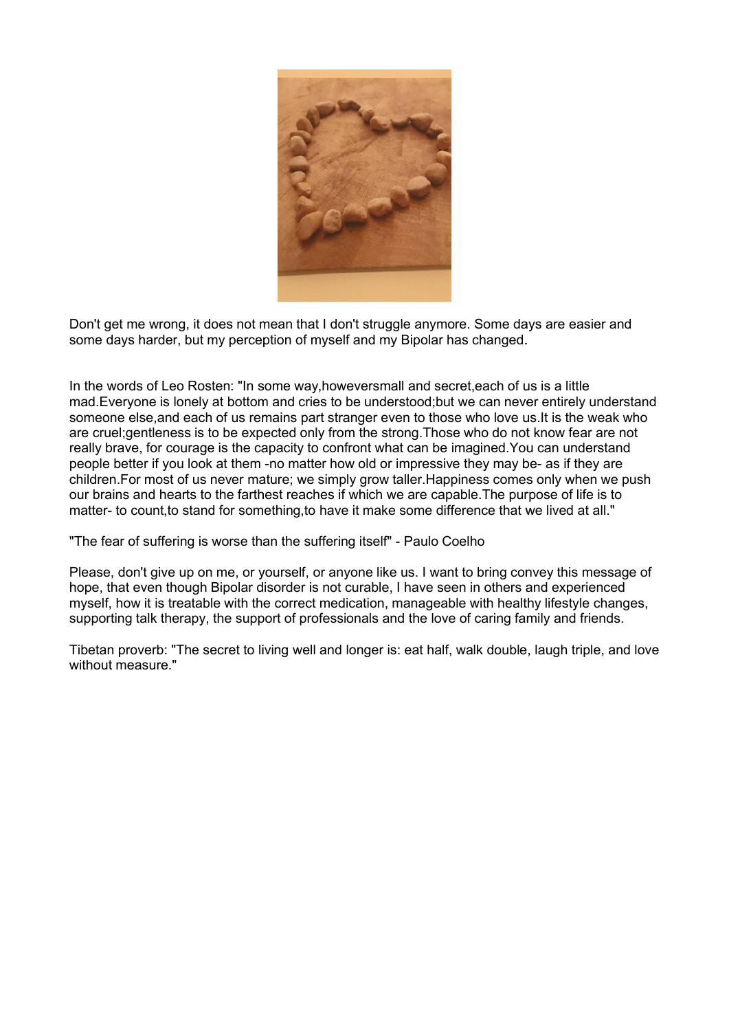Don't get me wrong, it does not mean that I don't struggle anymore. Some days are easier and some days harder, but my perception of myself and my Bipolar has changed.

In the words of Leo Rosten: "In some way,howeversmall and secret,each of us is a little mad.Everyone is lonely at bottom and cries to be understood;but we can never entirely understand someone else,and each of us remains part stranger even to those who love us.It is the weak who are cruel;gentleness is to be expected only from the strong.Those who do not know fear are not really brave, for courage is the capacity to confront what can be imagined.You can understand people better if you look at them -no matter how old or impressive they may be- as if they are children.For most of us never mature; we simply grow taller.Happiness comes only when we push our brains and hearts to the farthest reaches if which we are capable.The purpose of life is to matter- to count,to stand for something,to have it make some difference that we lived at all."

"The fear of suffering is worse than the suffering itself" - Paulo Coelho

Please, don't give up on me, or yourself, or anyone like us. I want to bring convey this message of hope, that even though Bipolar disorder is not curable, I have seen in others and experienced myself, how it is treatable with the correct medication, manageable with healthy lifestyle changes, supporting talk therapy, the support of professionals and the love of caring family and friends.

Tibetan proverb: "The secret to living well and longer is: eat half, walk double, laugh triple, and love without measure."